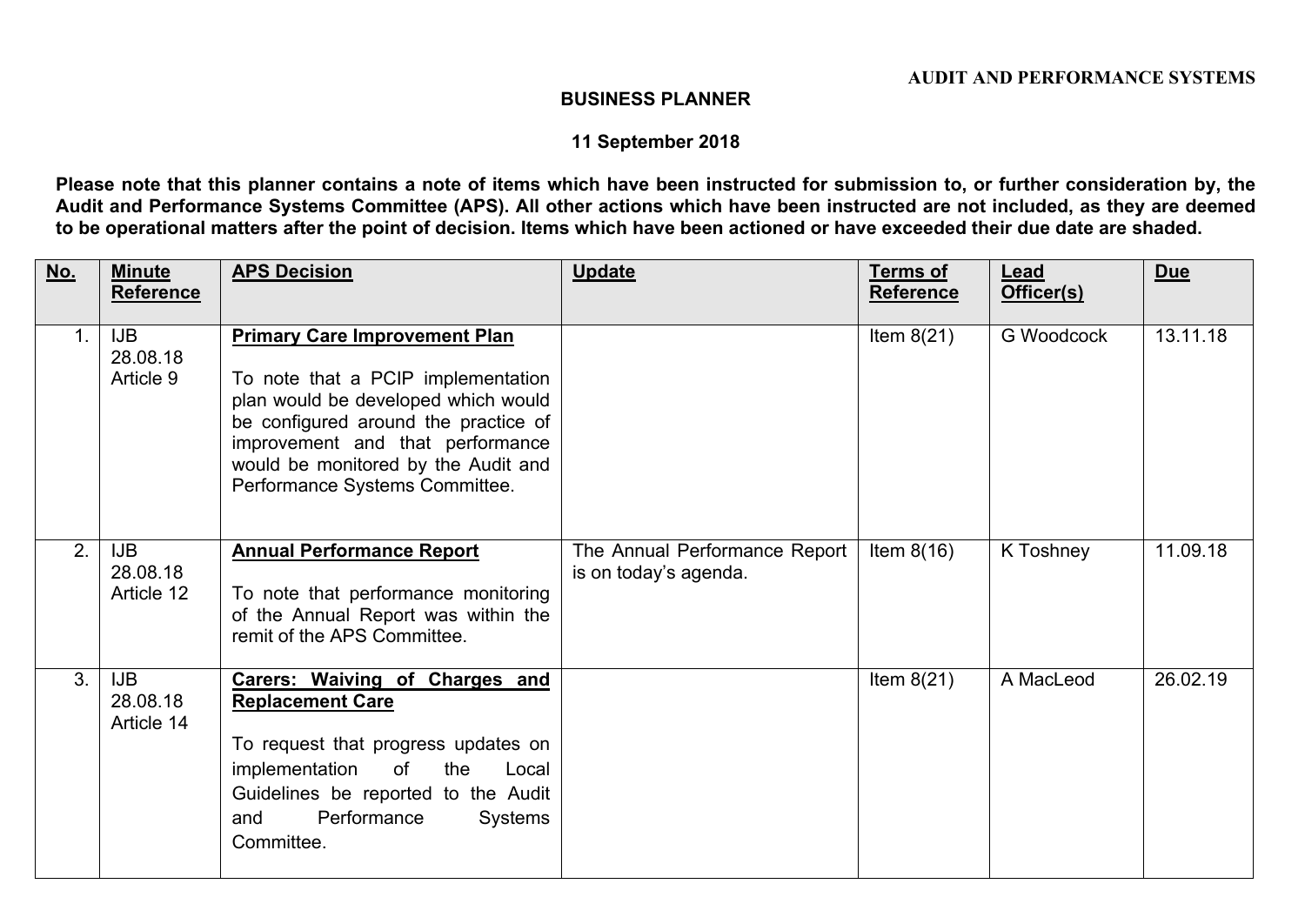AUDIT AND PERFORMANCE SYSTEMS

# BUSINESS PLANNER

## 11 September 2018

**Please note that this planner contains a note of items which have been instructed for submission to, or further consideration by, the Audit and Performance Systems Committee (APS). All other actions which have been instructed are not included, as they are deemed to be operational matters after the point of decision. Items which have been actioned or have exceeded their due date are shaded.**

| No. | Minute Reference | APS Decision | Update | Terms of Reference | Lead Officer(s) | Due |
|---|---|---|---|---|---|---|
| 1. | IJB 28.08.18 Article 9 | **Primary Care Improvement Plan**<br><br>To note that a PCIP implementation plan would be developed which would be configured around the practice of improvement and that performance would be monitored by the Audit and Performance Systems Committee. | | Item 8(21) | G Woodcock | 13.11.18 |
| 2. | IJB 28.08.18 Article 12 | **Annual Performance Report**<br><br>To note that performance monitoring of the Annual Report was within the remit of the APS Committee. | The Annual Performance Report is on today's agenda. | Item 8(16) | K Toshney | 11.09.18 |
| 3. | IJB 28.08.18 Article 14 | **Carers: Waiving of Charges and Replacement Care**<br><br>To request that progress updates on implementation of the Local Guidelines be reported to the Audit and Performance Systems Committee. | | Item 8(21) | A MacLeod | 26.02.19 |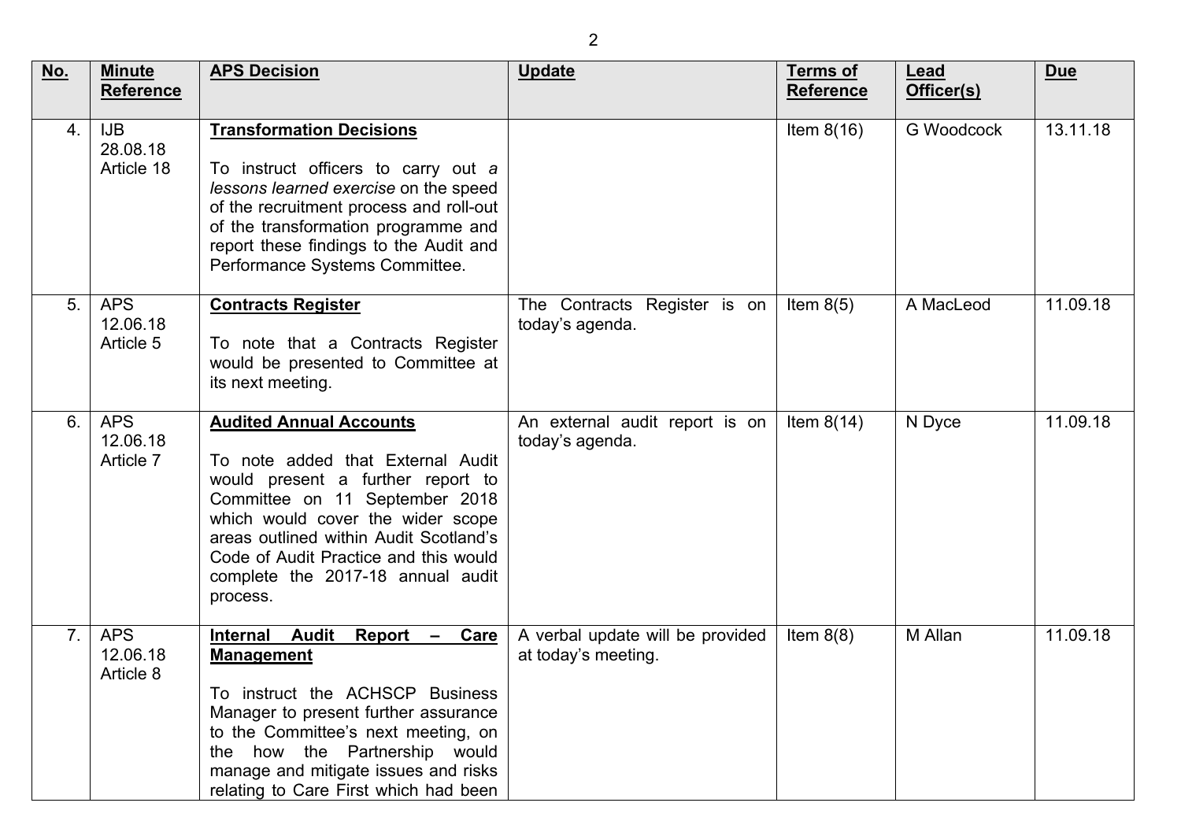| No. | Minute Reference | APS Decision | Update | Terms of Reference | Lead Officer(s) | Due |
|---|---|---|---|---|---|---|
| 4. | IJB 28.08.18 Article 18 | **Transformation Decisions**<br><br>To instruct officers to carry out *a lessons learned exercise* on the speed of the recruitment process and roll-out of the transformation programme and report these findings to the Audit and Performance Systems Committee. | | Item 8(16) | G Woodcock | 13.11.18 |
| 5. | APS 12.06.18 Article 5 | **Contracts Register**<br><br>To note that a Contracts Register would be presented to Committee at its next meeting. | The Contracts Register is on today's agenda. | Item 8(5) | A MacLeod | 11.09.18 |
| 6. | APS 12.06.18 Article 7 | **Audited Annual Accounts**<br><br>To note added that External Audit would present a further report to Committee on 11 September 2018 which would cover the wider scope areas outlined within Audit Scotland's Code of Audit Practice and this would complete the 2017-18 annual audit process. | An external audit report is on today's agenda. | Item 8(14) | N Dyce | 11.09.18 |
| 7. | APS 12.06.18 Article 8 | **Internal Audit Report – Care Management**<br><br>To instruct the ACHSCP Business Manager to present further assurance to the Committee's next meeting, on the how the Partnership would manage and mitigate issues and risks relating to Care First which had been | A verbal update will be provided at today's meeting. | Item 8(8) | M Allan | 11.09.18 |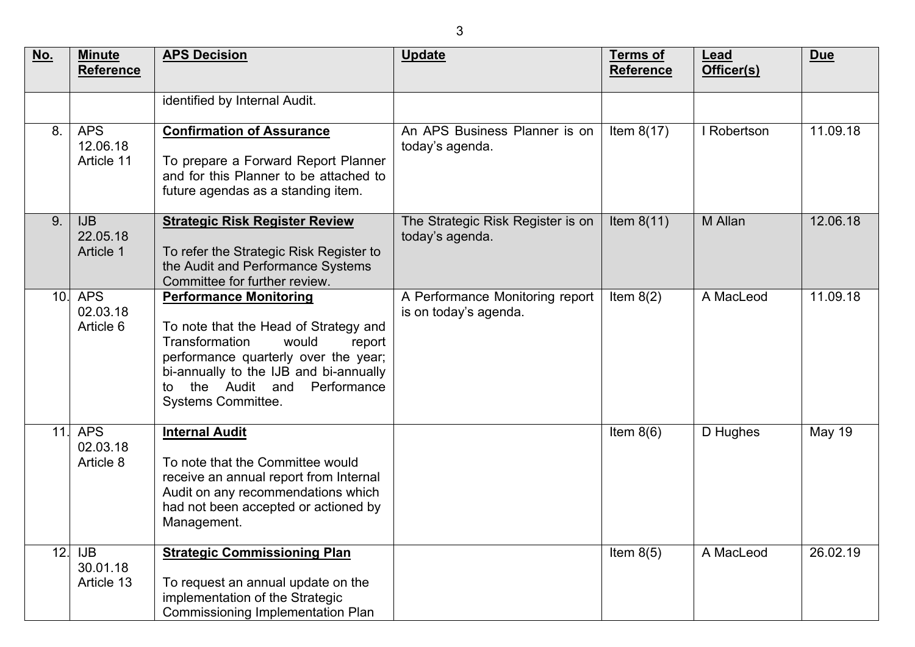| No. | Minute Reference | APS Decision | Update | Terms of Reference | Lead Officer(s) | Due |
|---|---|---|---|---|---|---|
| | | identified by Internal Audit. | | | | |
| 8. | APS 12.06.18 Article 11 | **Confirmation of Assurance**<br><br>To prepare a Forward Report Planner and for this Planner to be attached to future agendas as a standing item. | An APS Business Planner is on today's agenda. | Item 8(17) | I Robertson | 11.09.18 |
| 9. | IJB 22.05.18 Article 1 | **Strategic Risk Register Review**<br><br>To refer the Strategic Risk Register to the Audit and Performance Systems Committee for further review. | The Strategic Risk Register is on today's agenda. | Item 8(11) | M Allan | 12.06.18 |
| 10. | APS 02.03.18 Article 6 | **Performance Monitoring**<br><br>To note that the Head of Strategy and Transformation would report performance quarterly over the year; bi-annually to the IJB and bi-annually to the Audit and Performance Systems Committee. | A Performance Monitoring report is on today's agenda. | Item 8(2) | A MacLeod | 11.09.18 |
| 11. | APS 02.03.18 Article 8 | **Internal Audit**<br><br>To note that the Committee would receive an annual report from Internal Audit on any recommendations which had not been accepted or actioned by Management. | | Item 8(6) | D Hughes | May 19 |
| 12. | IJB 30.01.18 Article 13 | **Strategic Commissioning Plan**<br><br>To request an annual update on the implementation of the Strategic Commissioning Implementation Plan | | Item 8(5) | A MacLeod | 26.02.19 |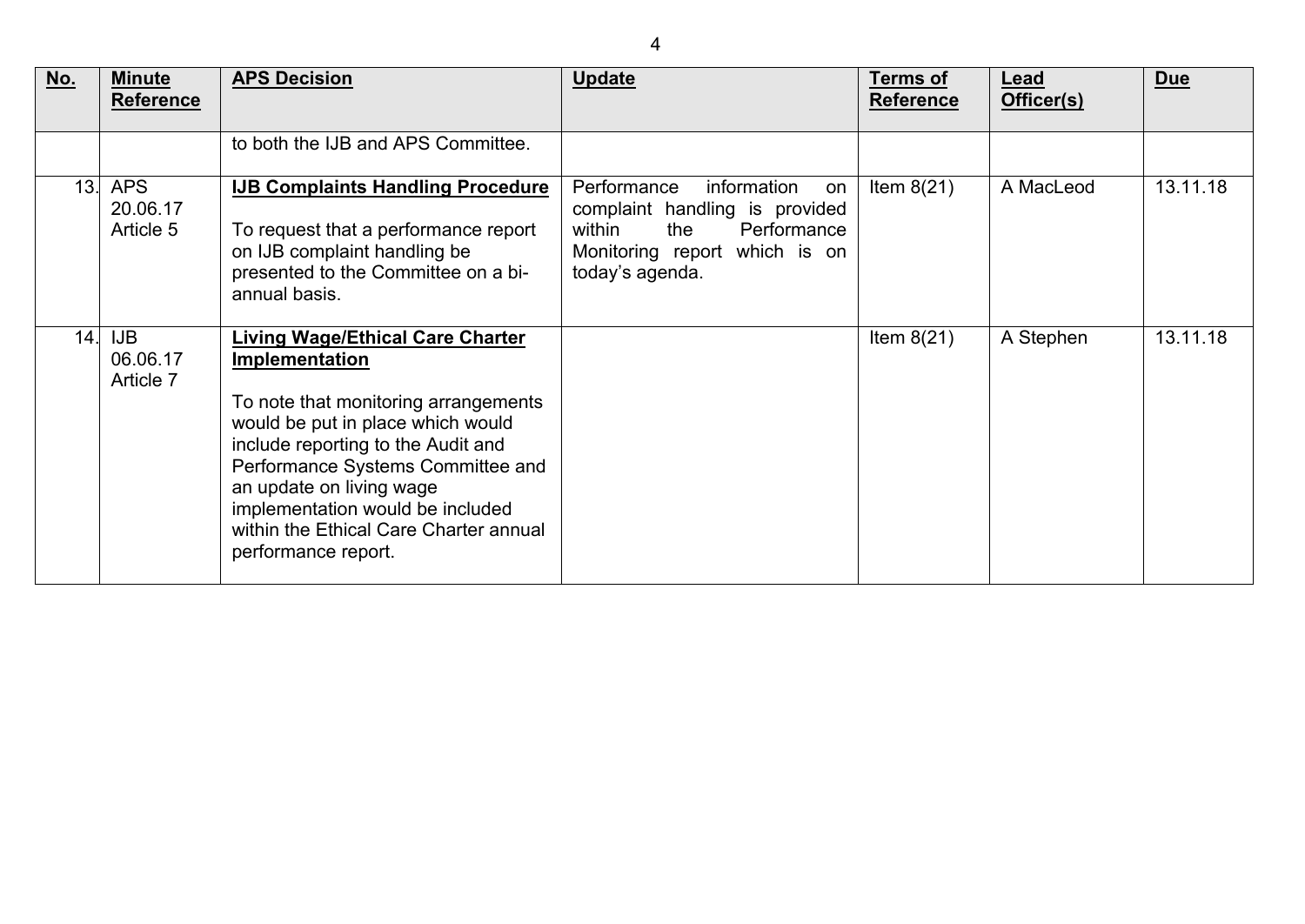| No. | Minute Reference | APS Decision | Update | Terms of Reference | Lead Officer(s) | Due |
|---|---|---|---|---|---|---|
| | | to both the IJB and APS Committee. | | | | |
| 13. | APS 20.06.17 Article 5 | **IJB Complaints Handling Procedure**<br><br>To request that a performance report on IJB complaint handling be presented to the Committee on a bi-annual basis. | Performance information on complaint handling is provided within the Performance Monitoring report which is on today's agenda. | Item 8(21) | A MacLeod | 13.11.18 |
| 14. | IJB 06.06.17 Article 7 | **Living Wage/Ethical Care Charter Implementation**<br><br>To note that monitoring arrangements would be put in place which would include reporting to the Audit and Performance Systems Committee and an update on living wage implementation would be included within the Ethical Care Charter annual performance report. | | Item 8(21) | A Stephen | 13.11.18 |